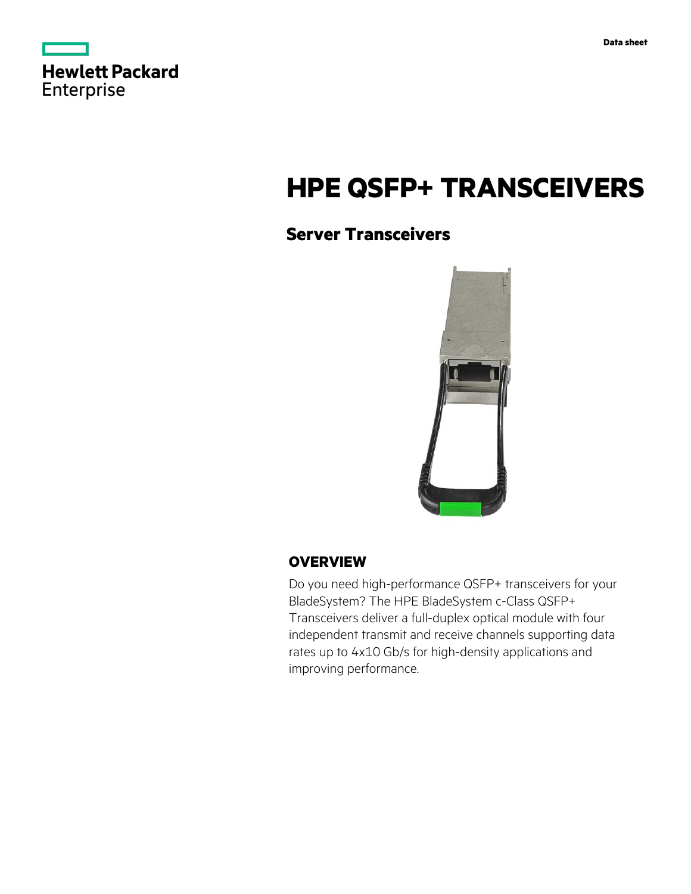Data sheet

Hewlett Packard Enterprise

# HPE QSFP+ TRANSCEIVERS

## Server Transceivers

### OVERVIEW

Do you need high-performance QSFP+ transceivers for your BladeSystem? The HPE BladeSystem c-Class QSFP+ Transceivers deliver a full-duplex optical module with four independent transmit and receive channels supporting data rates up to 4x10 Gb/s for high-density applications and improving performance.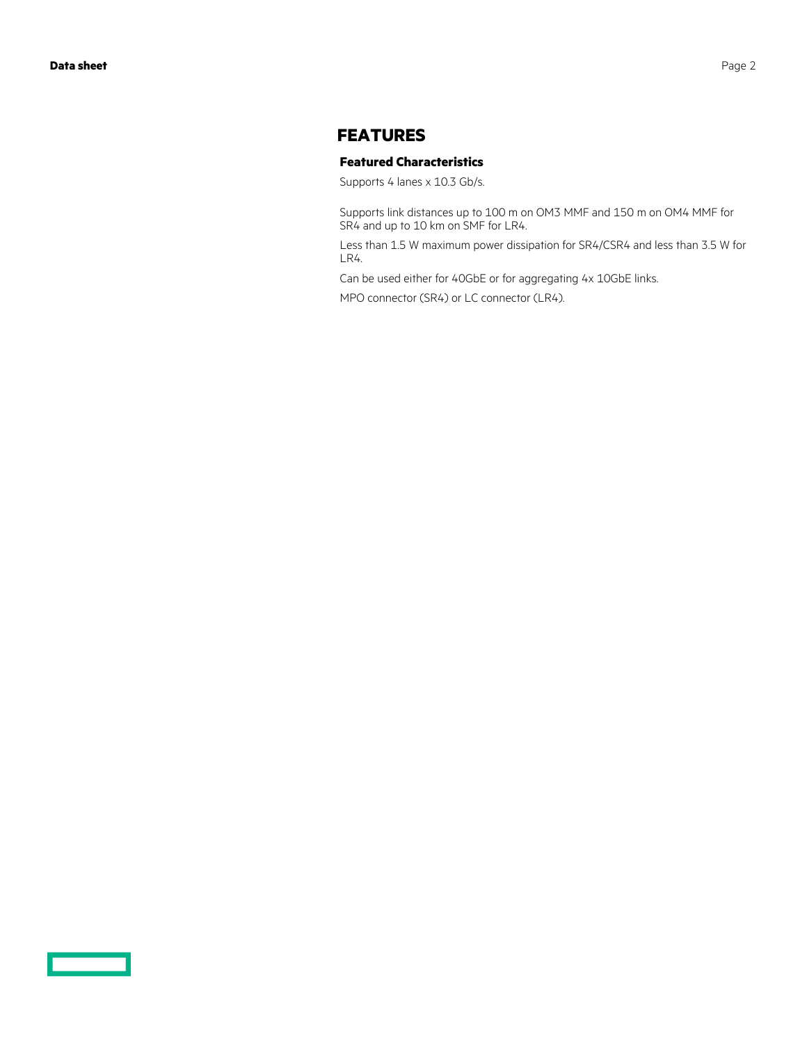# FEATURES

### Featured Characteristics

Supports 4 lanes x 10.3 Gb/s.

Supports link distances up to 100 m on OM3 MMF and 150 m on OM4 MMF for SR4 and up to 10 km on SMF for LR4.

Less than 1.5 W maximum power dissipation for SR4/CSR4 and less than 3.5 W for LR4.

Can be used either for 40GbE or for aggregating 4x 10GbE links.

MPO connector (SR4) or LC connector (LR4).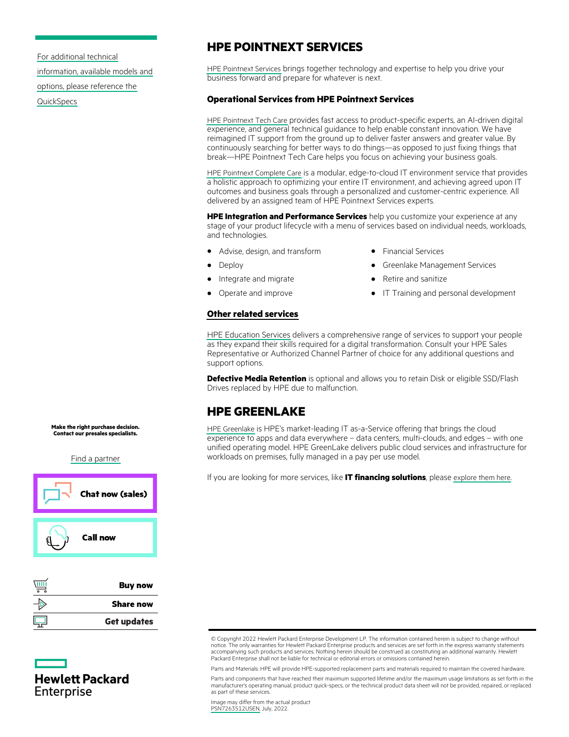For additional technical information, available models and options, please reference the QuickSpecs

# HPE POINTNEXT SERVICES

HPE Pointnext Services brings together technology and expertise to help you drive your business forward and prepare for whatever is next.

### Operational Services from HPE Pointnext Services

HPE Pointnext Tech Care provides fast access to product-specific experts, an AI-driven digital experience, and general technical guidance to help enable constant innovation. We have reimagined IT support from the ground up to deliver faster answers and greater value. By continuously searching for better ways to do things—as opposed to just fixing things that break—HPE Pointnext Tech Care helps you focus on achieving your business goals.

HPE Pointnext Complete Care is a modular, edge-to-cloud IT environment service that provides a holistic approach to optimizing your entire IT environment, and achieving agreed upon IT outcomes and business goals through a personalized and customer-centric experience. All delivered by an assigned team of HPE Pointnext Services experts.

**HPE Integration and Performance Services** help you customize your experience at any stage of your product lifecycle with a menu of services based on individual needs, workloads, and technologies.

- Advise, design, and transform
- Deploy
- Integrate and migrate
- Operate and improve
- Financial Services
- Greenlake Management Services
- Retire and sanitize
- IT Training and personal development

### Other related services

HPE Education Services delivers a comprehensive range of services to support your people as they expand their skills required for a digital transformation. Consult your HPE Sales Representative or Authorized Channel Partner of choice for any additional questions and support options.

**Defective Media Retention** is optional and allows you to retain Disk or eligible SSD/Flash Drives replaced by HPE due to malfunction.

# HPE GREENLAKE

HPE Greenlake is HPE's market-leading IT as-a-Service offering that brings the cloud experience to apps and data everywhere – data centers, multi-clouds, and edges – with one unified operating model. HPE GreenLake delivers public cloud services and infrastructure for workloads on premises, fully managed in a pay per use model.

If you are looking for more services, like **IT financing solutions**, please explore them here.

**Make the right purchase decision. Contact our presales specialists.**

Find a partner

Chat now (sales)

Call now

Buy now

Share now

Get updates

Hewlett Packard Enterprise

© Copyright 2022 Hewlett Packard Enterprise Development LP. The information contained herein is subject to change without notice. The only warranties for Hewlett Packard Enterprise products and services are set forth in the express warranty statements accompanying such products and services. Nothing herein should be construed as constituting an additional warranty. Hewlett Packard Enterprise shall not be liable for technical or editorial errors or omissions contained herein.

Parts and Materials: HPE will provide HPE-supported replacement parts and materials required to maintain the covered hardware.

Parts and components that have reached their maximum supported lifetime and/or the maximum usage limitations as set forth in the manufacturer's operating manual, product quick-specs, or the technical product data sheet will not be provided, repaired, or replaced as part of these services.

Image may differ from the actual product
PSN7263512USEN, July, 2022.